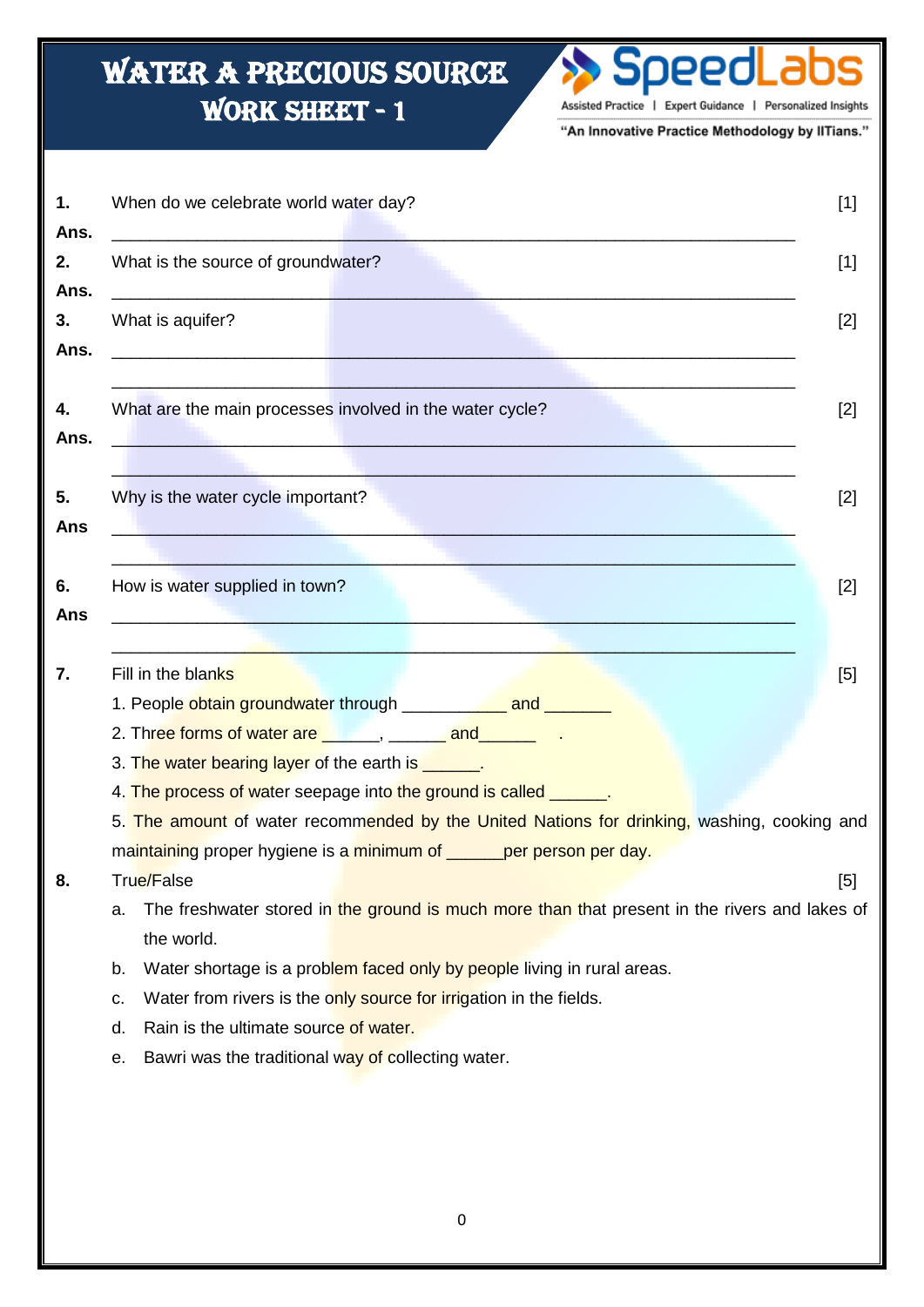# WATER A PRECIOUS SOURCE
## WORK SHEET - 1

SpeedLabs
Assisted Practice | Expert Guidance | Personalized Insights
"An Innovative Practice Methodology by IITians."

**1.** When do we celebrate world water day? [1]

**Ans.** ____________________________________________________________

**2.** What is the source of groundwater? [1]

**Ans.** ____________________________________________________________

**3.** What is aquifer? [2]

**Ans.** ____________________________________________________________

____________________________________________________________

**4.** What are the main processes involved in the water cycle? [2]

**Ans.** ____________________________________________________________

____________________________________________________________

**5.** Why is the water cycle important? [2]

**Ans** ____________________________________________________________

____________________________________________________________

**6.** How is water supplied in town? [2]

**Ans** ____________________________________________________________

____________________________________________________________

**7.** Fill in the blanks [5]

1. People obtain groundwater through ___________ and _______
2. Three forms of water are ______, ______ and______ .
3. The water bearing layer of the earth is ______.
4. The process of water seepage into the ground is called ______.
5. The amount of water recommended by the United Nations for drinking, washing, cooking and maintaining proper hygiene is a minimum of ______per person per day.

**8.** True/False [5]

a. The freshwater stored in the ground is much more than that present in the rivers and lakes of the world.

b. Water shortage is a problem faced only by people living in rural areas.

c. Water from rivers is the only source for irrigation in the fields.

d. Rain is the ultimate source of water.

e. Bawri was the traditional way of collecting water.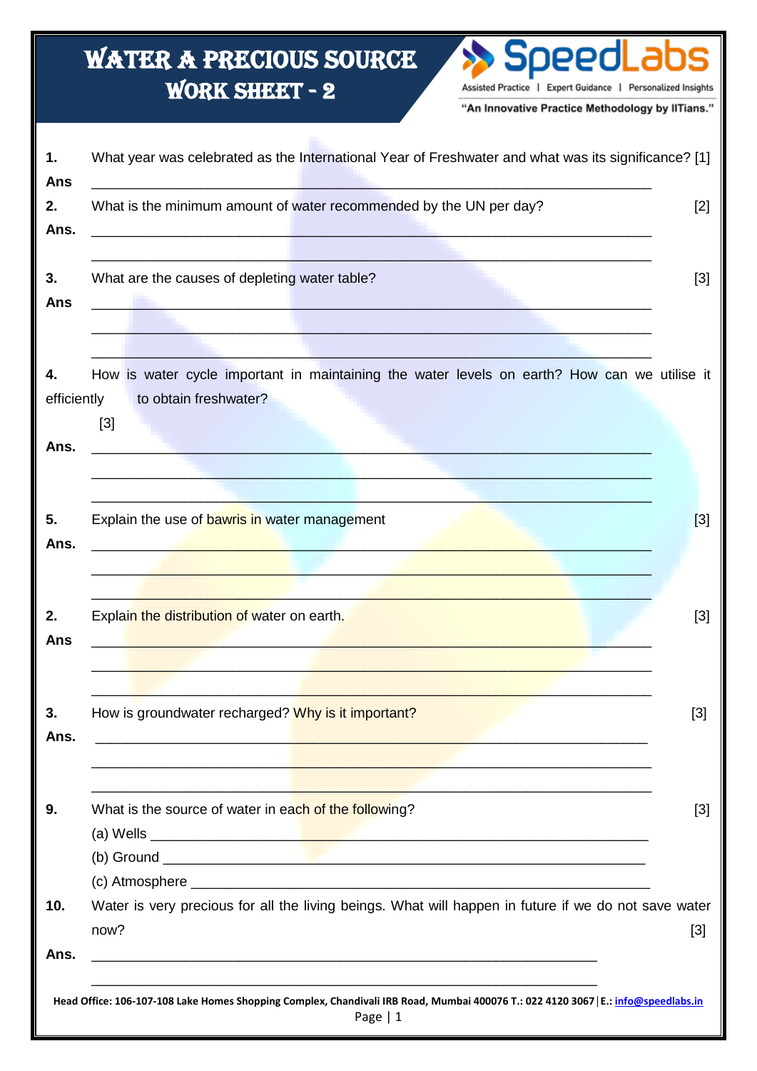# WATER A PRECIOUS SOURCE
## WORK SHEET - 2

**SpeedLabs** Assisted Practice | Expert Guidance | Personalized Insights

"An Innovative Practice Methodology by IITians."

**1.** What year was celebrated as the International Year of Freshwater and what was its significance? [1]

**Ans** ______________________________________________________________________

**2.** What is the minimum amount of water recommended by the UN per day? [2]

**Ans.** ______________________________________________________________________

______________________________________________________________________

**3.** What are the causes of depleting water table? [3]

**Ans** ______________________________________________________________________

______________________________________________________________________

______________________________________________________________________

**4.** How is water cycle important in maintaining the water levels on earth? How can we utilise it efficiently to obtain freshwater? [3]

**Ans.** ______________________________________________________________________

______________________________________________________________________

______________________________________________________________________

**5.** Explain the use of bawris in water management [3]

**Ans.** ______________________________________________________________________

______________________________________________________________________

______________________________________________________________________

**2.** Explain the distribution of water on earth. [3]

**Ans** ______________________________________________________________________

______________________________________________________________________

______________________________________________________________________

**3.** How is groundwater recharged? Why is it important? [3]

**Ans.** ______________________________________________________________________

______________________________________________________________________

______________________________________________________________________

**9.** What is the source of water in each of the following? [3]

(a) Wells ______________________________________________________________

(b) Ground ______________________________________________________________

(c) Atmosphere ______________________________________________________________

**10.** Water is very precious for all the living beings. What will happen in future if we do not save water now? [3]

**Ans.** ______________________________________________________________________

______________________________________________________________________

Head Office: 106-107-108 Lake Homes Shopping Complex, Chandivali IRB Road, Mumbai 400076 T.: 022 4120 3067 | E.: info@speedlabs.in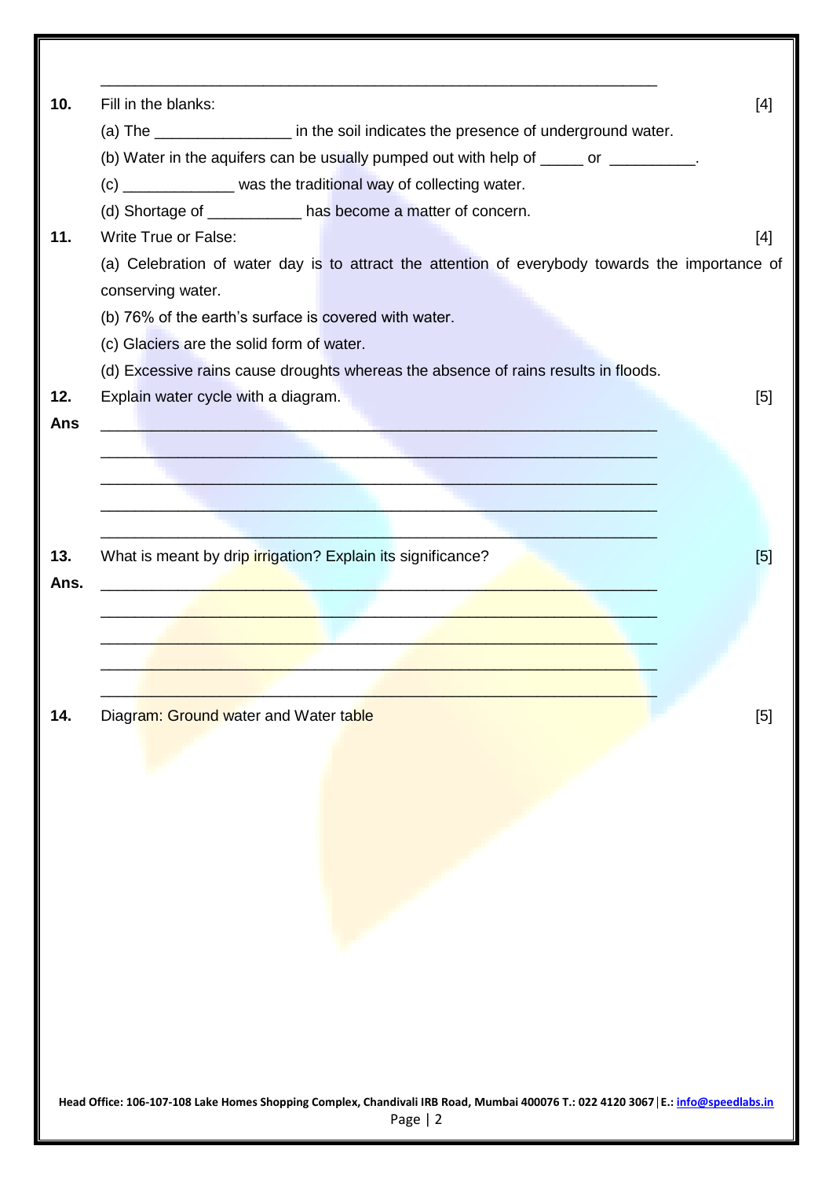\_\_\_\_\_\_\_\_\_\_\_\_\_\_\_\_\_\_\_\_\_\_\_\_\_\_\_\_\_\_\_\_\_\_\_\_\_\_\_\_\_\_\_\_\_\_\_\_\_\_\_\_\_\_\_\_\_\_\_\_\_\_\_\_

**10.** Fill in the blanks: [4]

(a) The ________________ in the soil indicates the presence of underground water.

(b) Water in the aquifers can be usually pumped out with help of _____ or __________.

(c) _____________ was the traditional way of collecting water.

(d) Shortage of ___________ has become a matter of concern.

**11.** Write True or False: [4]

(a) Celebration of water day is to attract the attention of everybody towards the importance of conserving water.

(b) 76% of the earth's surface is covered with water.

(c) Glaciers are the solid form of water.

(d) Excessive rains cause droughts whereas the absence of rains results in floods.

**12.** Explain water cycle with a diagram. [5]

**Ans** \_\_\_\_\_\_\_\_\_\_\_\_\_\_\_\_\_\_\_\_\_\_\_\_\_\_\_\_\_\_\_\_\_\_\_\_\_\_\_\_\_\_\_\_\_\_\_\_\_\_\_\_\_\_\_\_\_\_\_\_\_\_\_\_

\_\_\_\_\_\_\_\_\_\_\_\_\_\_\_\_\_\_\_\_\_\_\_\_\_\_\_\_\_\_\_\_\_\_\_\_\_\_\_\_\_\_\_\_\_\_\_\_\_\_\_\_\_\_\_\_\_\_\_\_\_\_\_\_

\_\_\_\_\_\_\_\_\_\_\_\_\_\_\_\_\_\_\_\_\_\_\_\_\_\_\_\_\_\_\_\_\_\_\_\_\_\_\_\_\_\_\_\_\_\_\_\_\_\_\_\_\_\_\_\_\_\_\_\_\_\_\_\_

\_\_\_\_\_\_\_\_\_\_\_\_\_\_\_\_\_\_\_\_\_\_\_\_\_\_\_\_\_\_\_\_\_\_\_\_\_\_\_\_\_\_\_\_\_\_\_\_\_\_\_\_\_\_\_\_\_\_\_\_\_\_\_\_

\_\_\_\_\_\_\_\_\_\_\_\_\_\_\_\_\_\_\_\_\_\_\_\_\_\_\_\_\_\_\_\_\_\_\_\_\_\_\_\_\_\_\_\_\_\_\_\_\_\_\_\_\_\_\_\_\_\_\_\_\_\_\_\_

**13.** What is meant by drip irrigation? Explain its significance? [5]

**Ans.** \_\_\_\_\_\_\_\_\_\_\_\_\_\_\_\_\_\_\_\_\_\_\_\_\_\_\_\_\_\_\_\_\_\_\_\_\_\_\_\_\_\_\_\_\_\_\_\_\_\_\_\_\_\_\_\_\_\_\_\_\_\_\_\_

\_\_\_\_\_\_\_\_\_\_\_\_\_\_\_\_\_\_\_\_\_\_\_\_\_\_\_\_\_\_\_\_\_\_\_\_\_\_\_\_\_\_\_\_\_\_\_\_\_\_\_\_\_\_\_\_\_\_\_\_\_\_\_\_

\_\_\_\_\_\_\_\_\_\_\_\_\_\_\_\_\_\_\_\_\_\_\_\_\_\_\_\_\_\_\_\_\_\_\_\_\_\_\_\_\_\_\_\_\_\_\_\_\_\_\_\_\_\_\_\_\_\_\_\_\_\_\_\_

\_\_\_\_\_\_\_\_\_\_\_\_\_\_\_\_\_\_\_\_\_\_\_\_\_\_\_\_\_\_\_\_\_\_\_\_\_\_\_\_\_\_\_\_\_\_\_\_\_\_\_\_\_\_\_\_\_\_\_\_\_\_\_\_

\_\_\_\_\_\_\_\_\_\_\_\_\_\_\_\_\_\_\_\_\_\_\_\_\_\_\_\_\_\_\_\_\_\_\_\_\_\_\_\_\_\_\_\_\_\_\_\_\_\_\_\_\_\_\_\_\_\_\_\_\_\_\_\_

**14.** Diagram: Ground water and Water table [5]